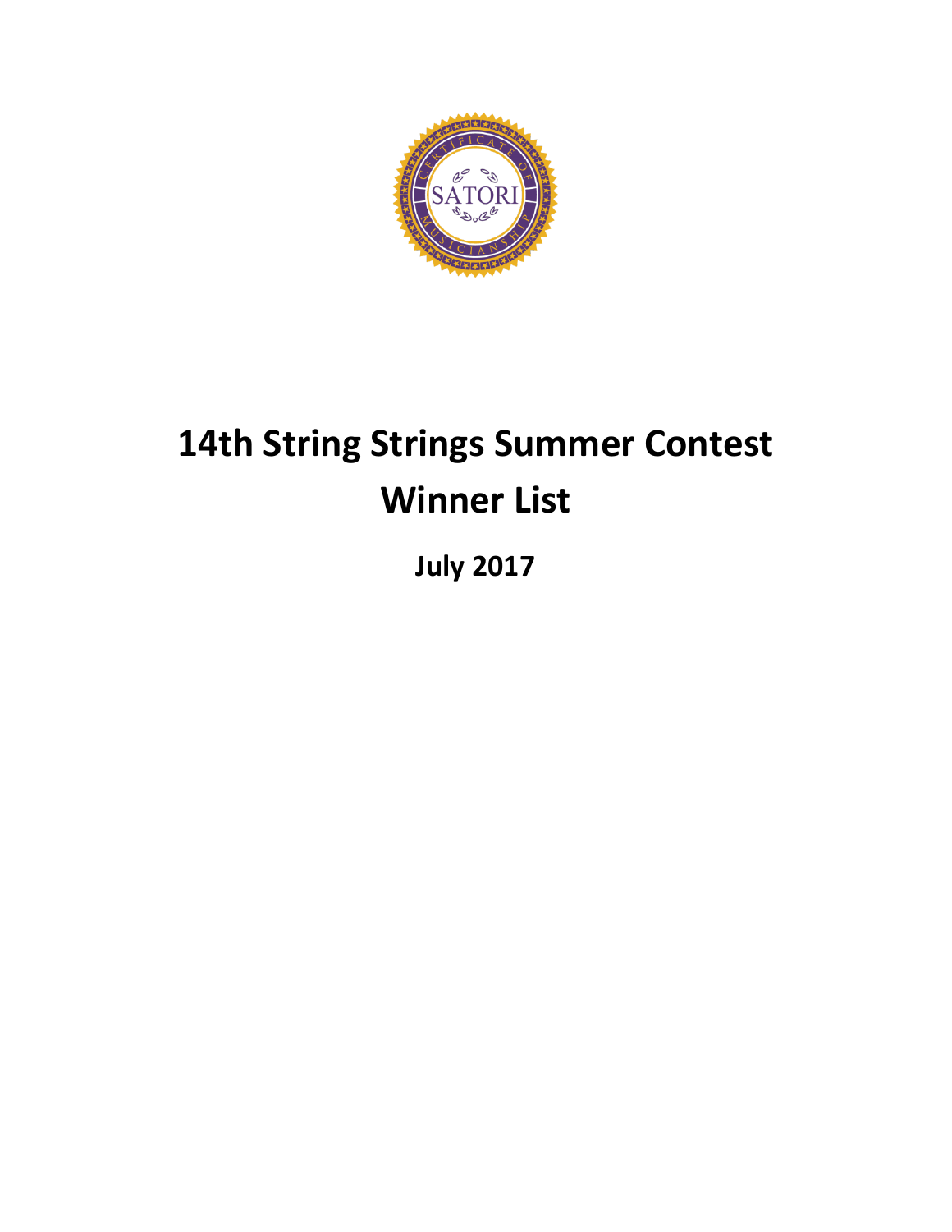# 14th String Strings Summer Contest Winner List

**July 2017**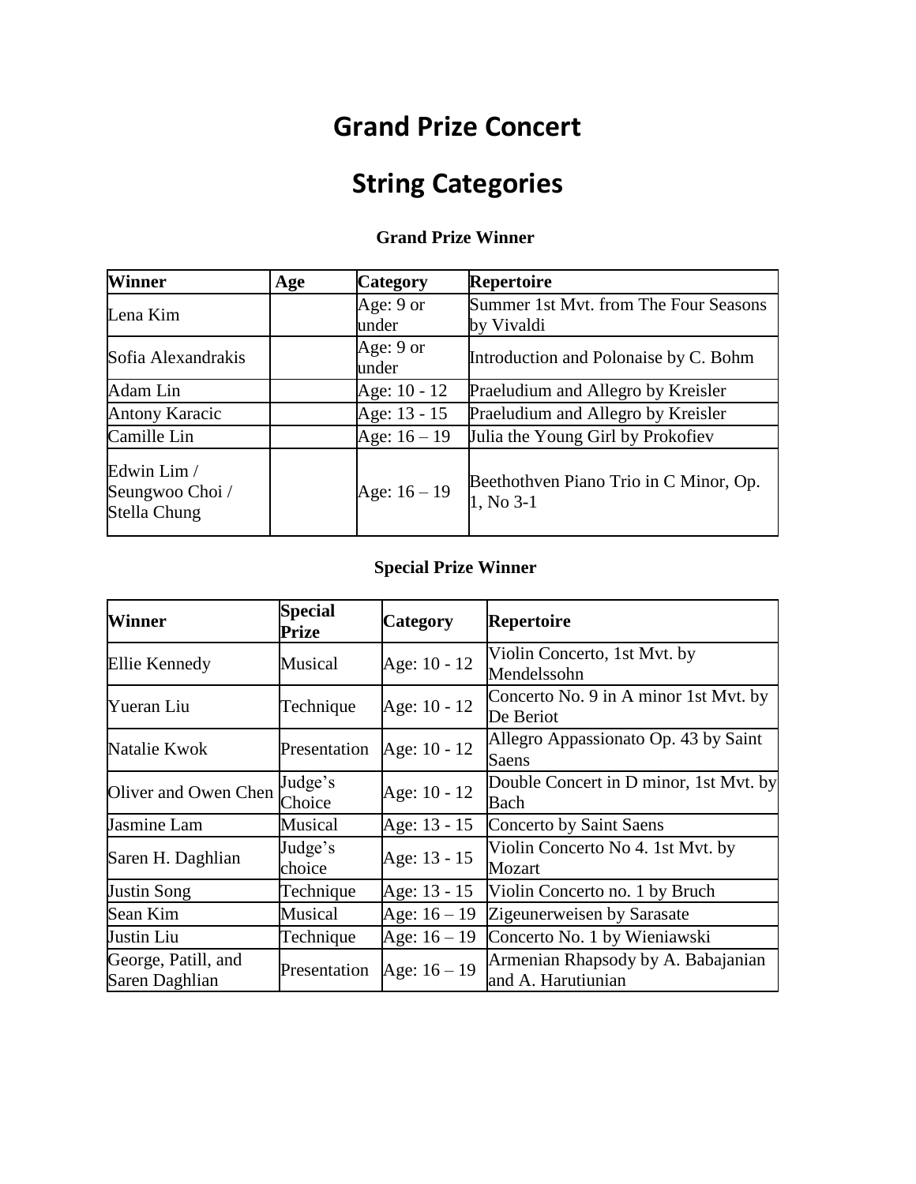# Grand Prize Concert

# String Categories

**Grand Prize Winner**

| Winner | Age | Category | Repertoire |
|---|---|---|---|
| Lena Kim | | Age: 9 or under | Summer 1st Mvt. from The Four Seasons by Vivaldi |
| Sofia Alexandrakis | | Age: 9 or under | Introduction and Polonaise by C. Bohm |
| Adam Lin | | Age: 10 - 12 | Praeludium and Allegro by Kreisler |
| Antony Karacic | | Age: 13 - 15 | Praeludium and Allegro by Kreisler |
| Camille Lin | | Age: 16 – 19 | Julia the Young Girl by Prokofiev |
| Edwin Lim / Seungwoo Choi / Stella Chung | | Age: 16 – 19 | Beethothven Piano Trio in C Minor, Op. 1, No 3-1 |

**Special Prize Winner**

| Winner | Special Prize | Category | Repertoire |
|---|---|---|---|
| Ellie Kennedy | Musical | Age: 10 - 12 | Violin Concerto, 1st Mvt. by Mendelssohn |
| Yueran Liu | Technique | Age: 10 - 12 | Concerto No. 9 in A minor 1st Mvt. by De Beriot |
| Natalie Kwok | Presentation | Age: 10 - 12 | Allegro Appassionato Op. 43 by Saint Saens |
| Oliver and Owen Chen | Judge's Choice | Age: 10 - 12 | Double Concert in D minor, 1st Mvt. by Bach |
| Jasmine Lam | Musical | Age: 13 - 15 | Concerto by Saint Saens |
| Saren H. Daghlian | Judge's choice | Age: 13 - 15 | Violin Concerto No 4. 1st Mvt. by Mozart |
| Justin Song | Technique | Age: 13 - 15 | Violin Concerto no. 1 by Bruch |
| Sean Kim | Musical | Age: 16 – 19 | Zigeunerweisen by Sarasate |
| Justin Liu | Technique | Age: 16 – 19 | Concerto No. 1 by Wieniawski |
| George, Patill, and Saren Daghlian | Presentation | Age: 16 – 19 | Armenian Rhapsody by A. Babajanian and A. Harutiunian |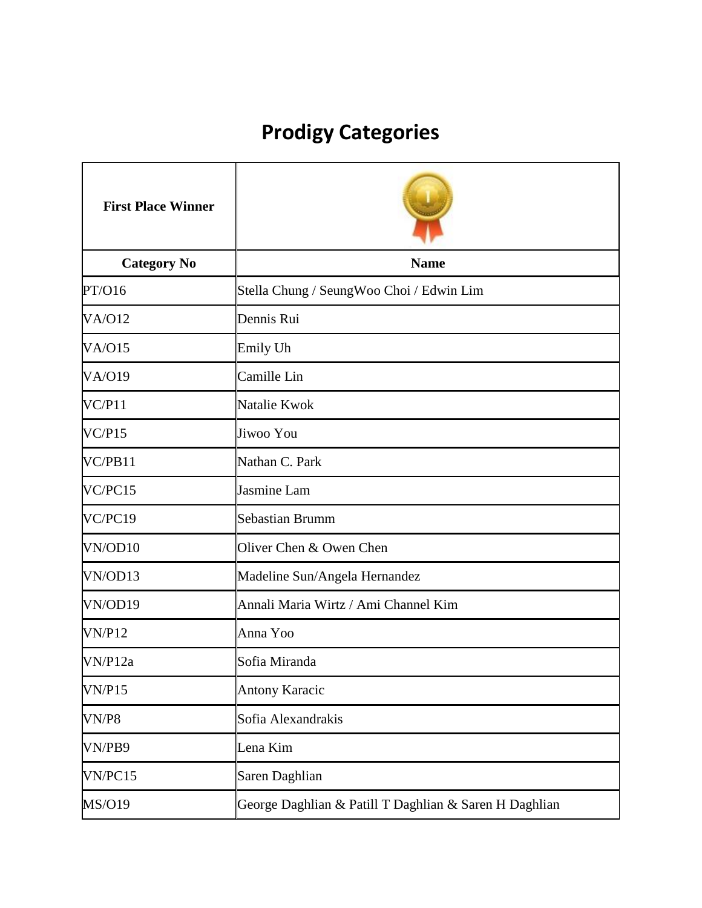# Prodigy Categories

| First Place Winner | |
|---|---|
| **Category No** | **Name** |
| PT/O16 | Stella Chung / SeungWoo Choi / Edwin Lim |
| VA/O12 | Dennis Rui |
| VA/O15 | Emily Uh |
| VA/O19 | Camille Lin |
| VC/P11 | Natalie Kwok |
| VC/P15 | Jiwoo You |
| VC/PB11 | Nathan C. Park |
| VC/PC15 | Jasmine Lam |
| VC/PC19 | Sebastian Brumm |
| VN/OD10 | Oliver Chen & Owen Chen |
| VN/OD13 | Madeline Sun/Angela Hernandez |
| VN/OD19 | Annali Maria Wirtz / Ami Channel Kim |
| VN/P12 | Anna Yoo |
| VN/P12a | Sofia Miranda |
| VN/P15 | Antony Karacic |
| VN/P8 | Sofia Alexandrakis |
| VN/PB9 | Lena Kim |
| VN/PC15 | Saren Daghlian |
| MS/O19 | George Daghlian & Patill T Daghlian & Saren H Daghlian |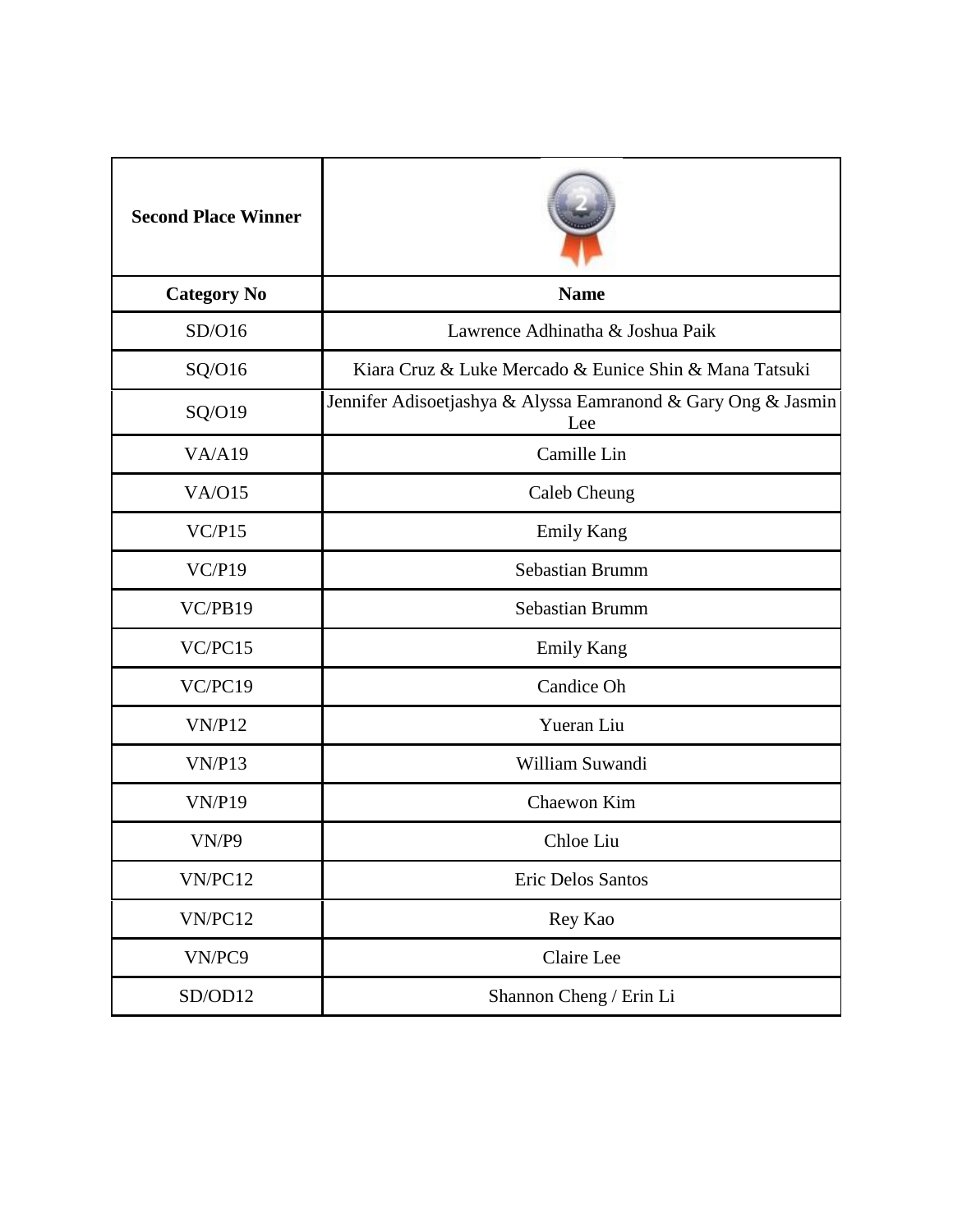| Second Place Winner | |
|---|---|
| **Category No** | **Name** |
| SD/O16 | Lawrence Adhinatha & Joshua Paik |
| SQ/O16 | Kiara Cruz & Luke Mercado & Eunice Shin & Mana Tatsuki |
| SQ/O19 | Jennifer Adisoetjashya & Alyssa Eamranond & Gary Ong & Jasmin Lee |
| VA/A19 | Camille Lin |
| VA/O15 | Caleb Cheung |
| VC/P15 | Emily Kang |
| VC/P19 | Sebastian Brumm |
| VC/PB19 | Sebastian Brumm |
| VC/PC15 | Emily Kang |
| VC/PC19 | Candice Oh |
| VN/P12 | Yueran Liu |
| VN/P13 | William Suwandi |
| VN/P19 | Chaewon Kim |
| VN/P9 | Chloe Liu |
| VN/PC12 | Eric Delos Santos |
| VN/PC12 | Rey Kao |
| VN/PC9 | Claire Lee |
| SD/OD12 | Shannon Cheng / Erin Li |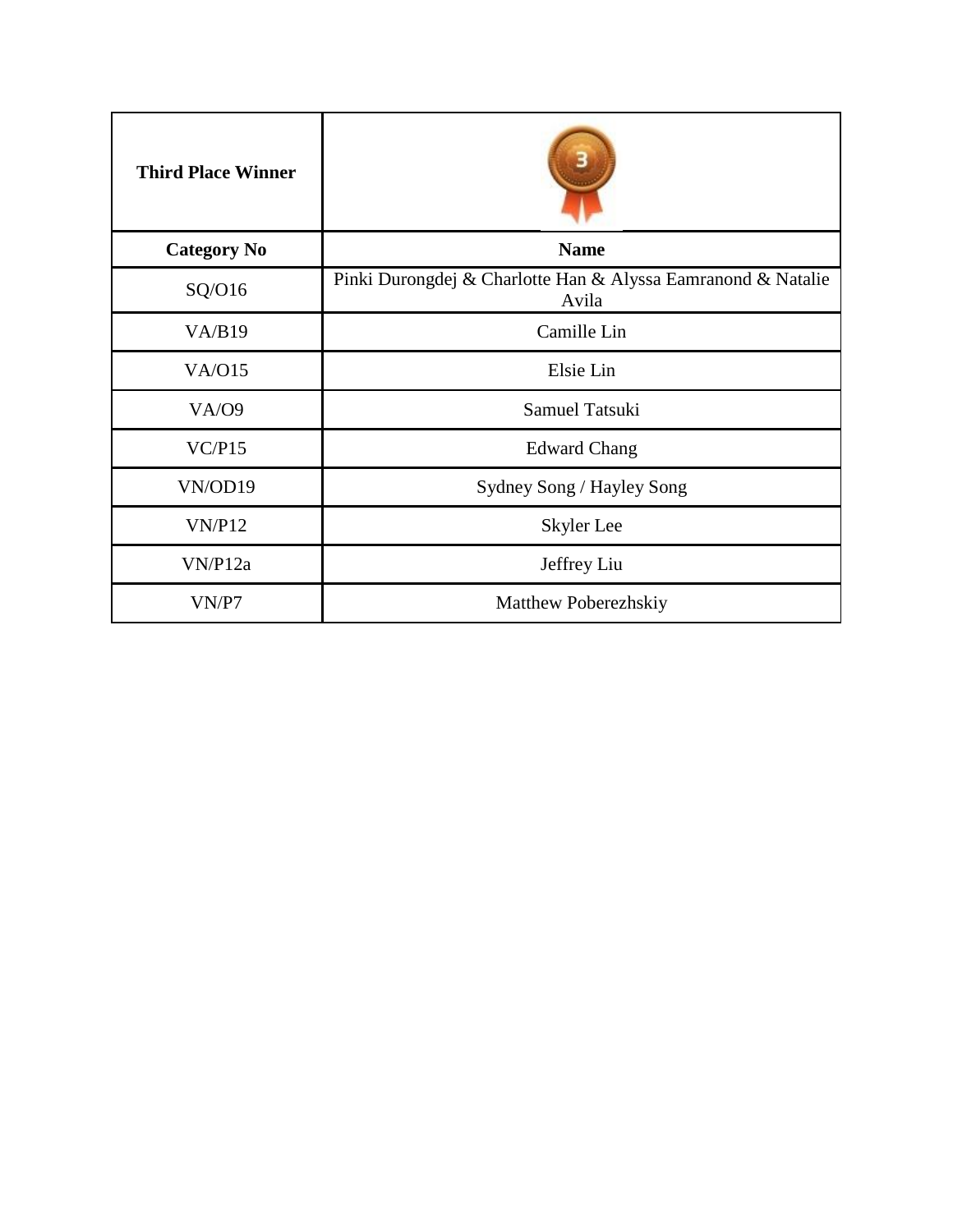| Third Place Winner | |
|---|---|
| **Category No** | **Name** |
| SQ/O16 | Pinki Durongdej & Charlotte Han & Alyssa Eamranond & Natalie Avila |
| VA/B19 | Camille Lin |
| VA/O15 | Elsie Lin |
| VA/O9 | Samuel Tatsuki |
| VC/P15 | Edward Chang |
| VN/OD19 | Sydney Song / Hayley Song |
| VN/P12 | Skyler Lee |
| VN/P12a | Jeffrey Liu |
| VN/P7 | Matthew Poberezhskiy |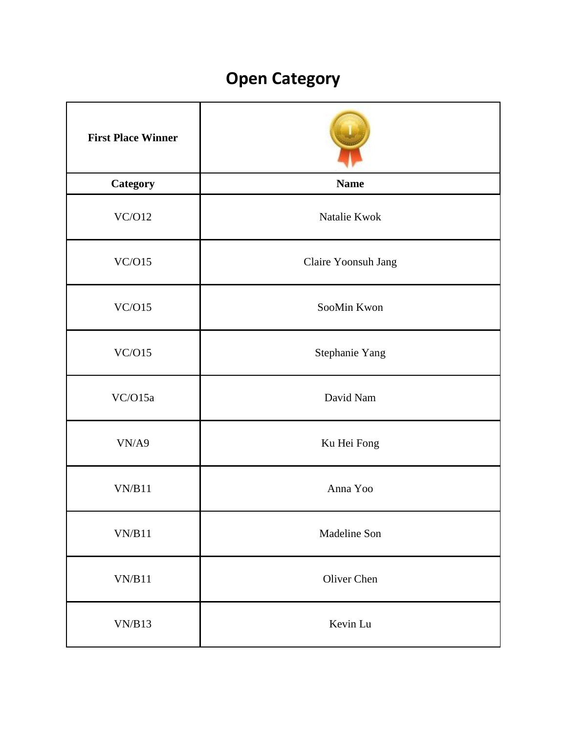# Open Category

| First Place Winner | |
|---|---|
| **Category** | **Name** |
| VC/O12 | Natalie Kwok |
| VC/O15 | Claire Yoonsuh Jang |
| VC/O15 | SooMin Kwon |
| VC/O15 | Stephanie Yang |
| VC/O15a | David Nam |
| VN/A9 | Ku Hei Fong |
| VN/B11 | Anna Yoo |
| VN/B11 | Madeline Son |
| VN/B11 | Oliver Chen |
| VN/B13 | Kevin Lu |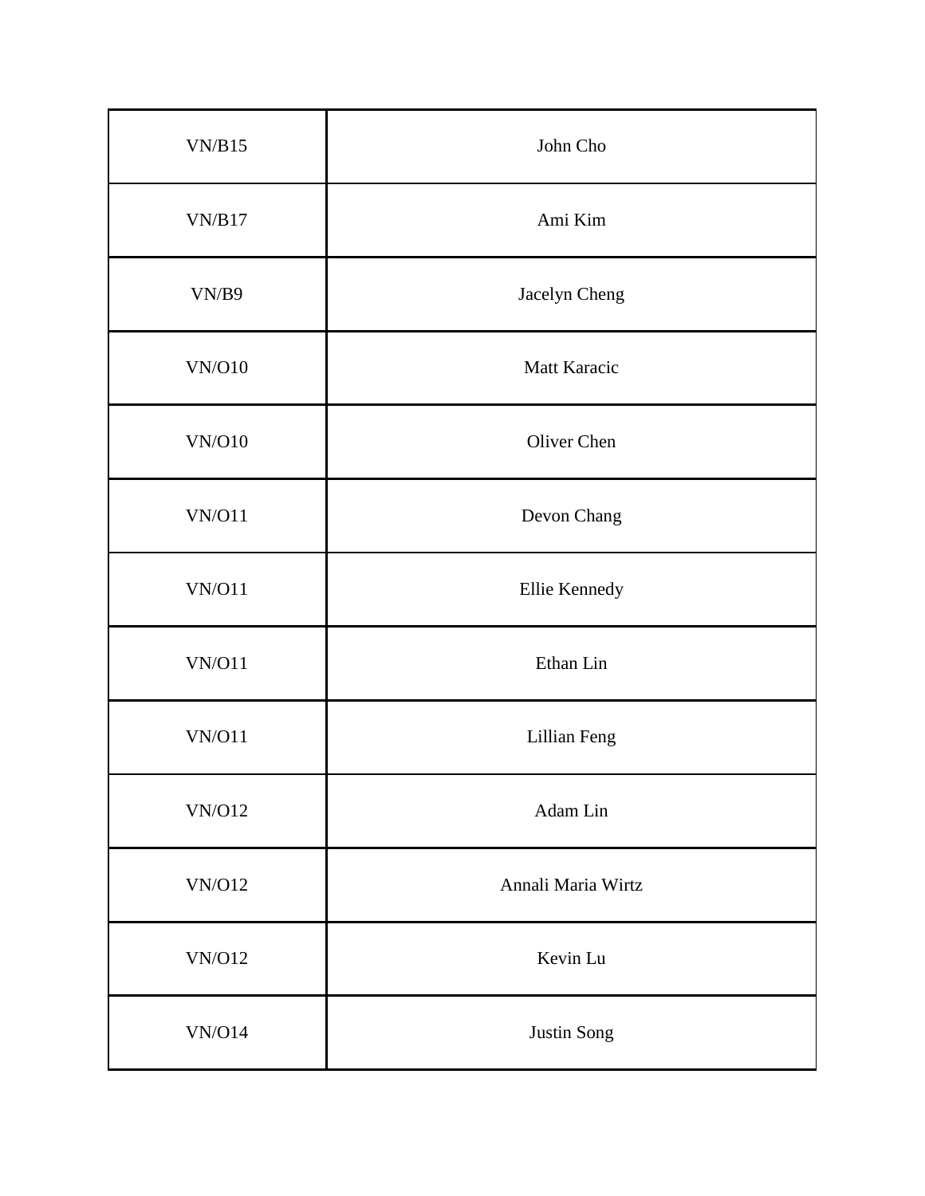| VN/B15 | John Cho |
|---|---|
| VN/B17 | Ami Kim |
| VN/B9 | Jacelyn Cheng |
| VN/O10 | Matt Karacic |
| VN/O10 | Oliver Chen |
| VN/O11 | Devon Chang |
| VN/O11 | Ellie Kennedy |
| VN/O11 | Ethan Lin |
| VN/O11 | Lillian Feng |
| VN/O12 | Adam Lin |
| VN/O12 | Annali Maria Wirtz |
| VN/O12 | Kevin Lu |
| VN/O14 | Justin Song |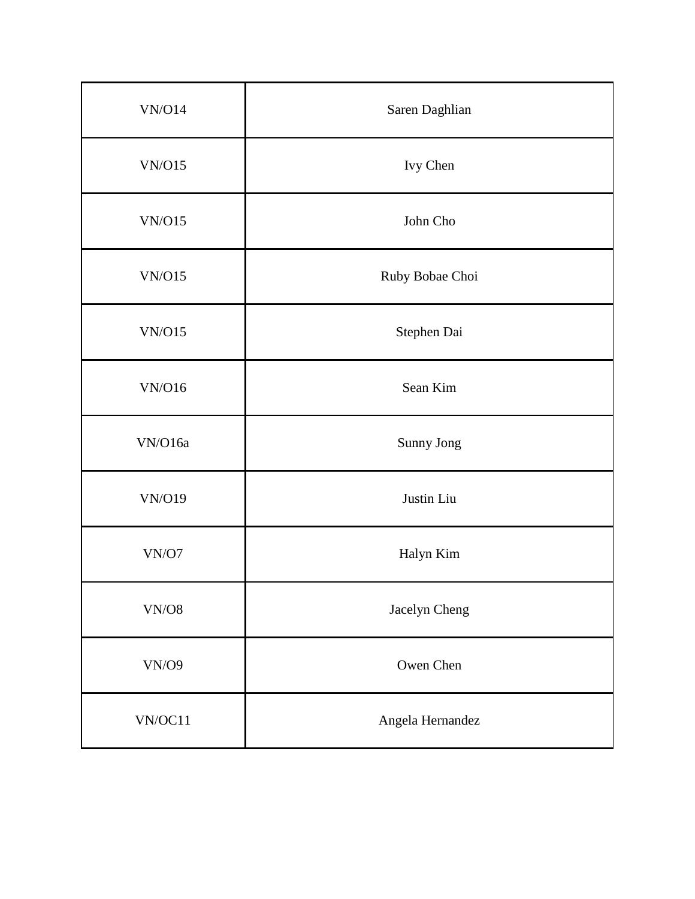| | |
|---|---|
| VN/O14 | Saren Daghlian |
| VN/O15 | Ivy Chen |
| VN/O15 | John Cho |
| VN/O15 | Ruby Bobae Choi |
| VN/O15 | Stephen Dai |
| VN/O16 | Sean Kim |
| VN/O16a | Sunny Jong |
| VN/O19 | Justin Liu |
| VN/O7 | Halyn Kim |
| VN/O8 | Jacelyn Cheng |
| VN/O9 | Owen Chen |
| VN/OC11 | Angela Hernandez |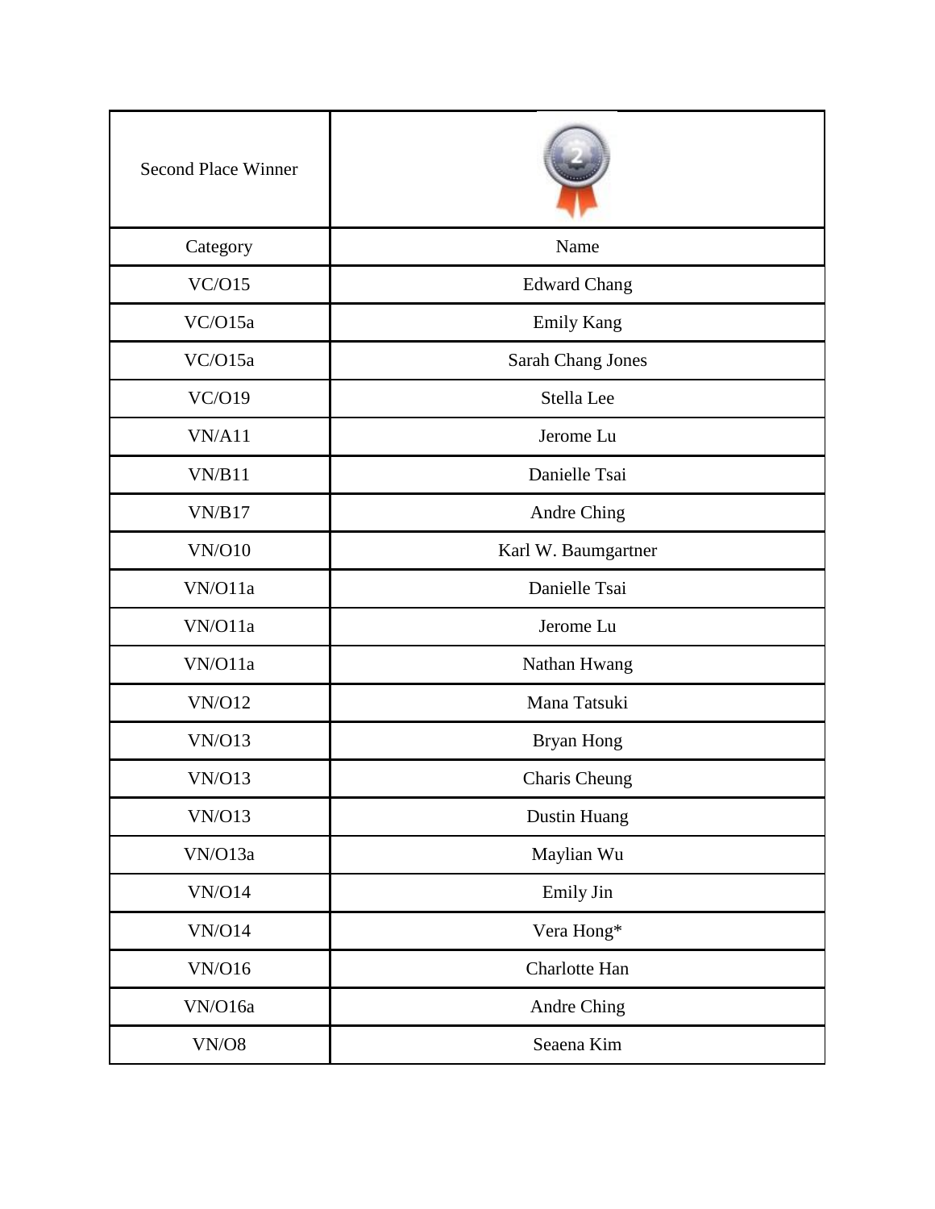| Second Place Winner | |
|---|---|
| Category | Name |
| VC/O15 | Edward Chang |
| VC/O15a | Emily Kang |
| VC/O15a | Sarah Chang Jones |
| VC/O19 | Stella Lee |
| VN/A11 | Jerome Lu |
| VN/B11 | Danielle Tsai |
| VN/B17 | Andre Ching |
| VN/O10 | Karl W. Baumgartner |
| VN/O11a | Danielle Tsai |
| VN/O11a | Jerome Lu |
| VN/O11a | Nathan Hwang |
| VN/O12 | Mana Tatsuki |
| VN/O13 | Bryan Hong |
| VN/O13 | Charis Cheung |
| VN/O13 | Dustin Huang |
| VN/O13a | Maylian Wu |
| VN/O14 | Emily Jin |
| VN/O14 | Vera Hong* |
| VN/O16 | Charlotte Han |
| VN/O16a | Andre Ching |
| VN/O8 | Seaena Kim |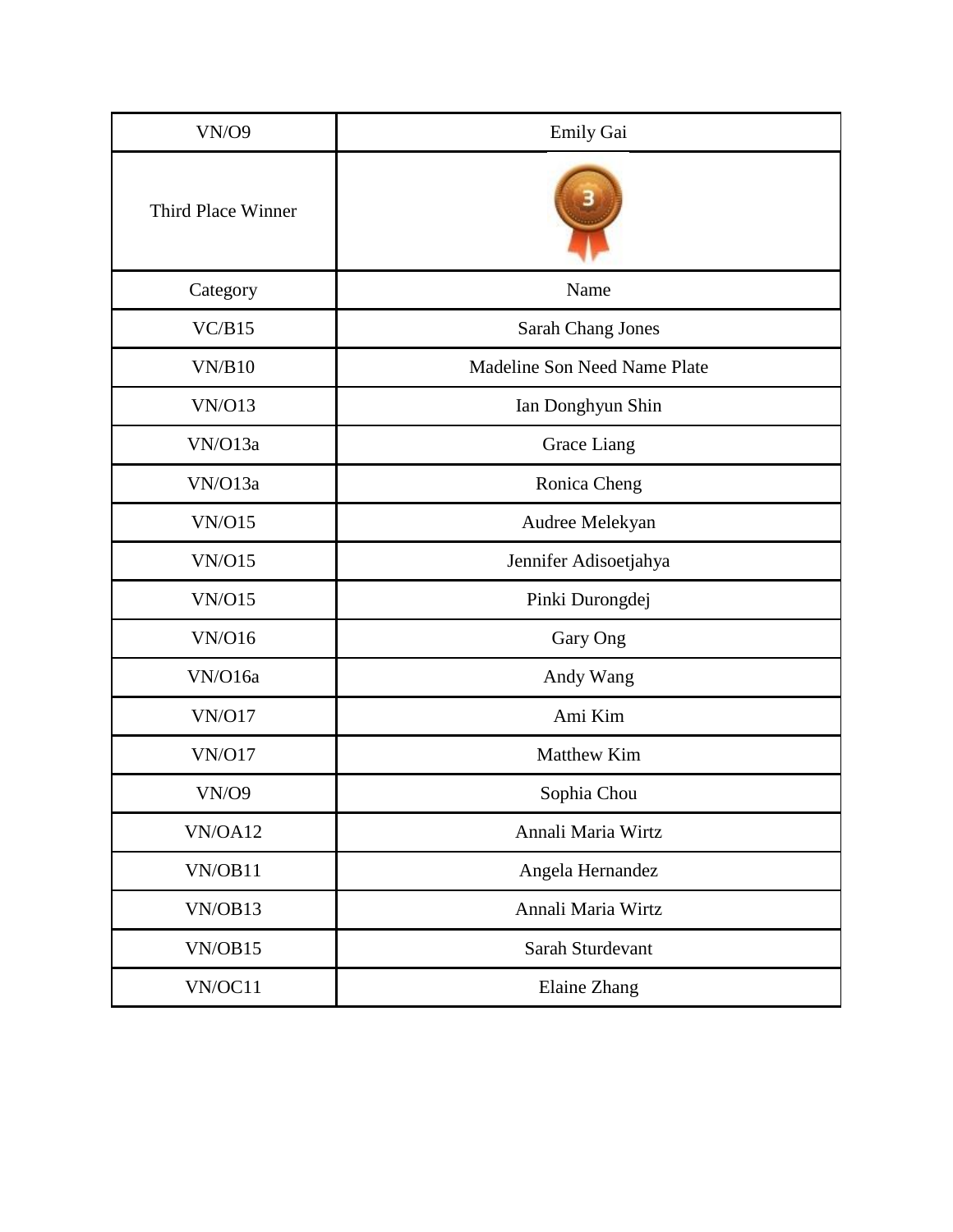| VN/O9 | Emily Gai |
|---|---|
| Third Place Winner | |
| Category | Name |
| VC/B15 | Sarah Chang Jones |
| VN/B10 | Madeline Son Need Name Plate |
| VN/O13 | Ian Donghyun Shin |
| VN/O13a | Grace Liang |
| VN/O13a | Ronica Cheng |
| VN/O15 | Audree Melekyan |
| VN/O15 | Jennifer Adisoetjahya |
| VN/O15 | Pinki Durongdej |
| VN/O16 | Gary Ong |
| VN/O16a | Andy Wang |
| VN/O17 | Ami Kim |
| VN/O17 | Matthew Kim |
| VN/O9 | Sophia Chou |
| VN/OA12 | Annali Maria Wirtz |
| VN/OB11 | Angela Hernandez |
| VN/OB13 | Annali Maria Wirtz |
| VN/OB15 | Sarah Sturdevant |
| VN/OC11 | Elaine Zhang |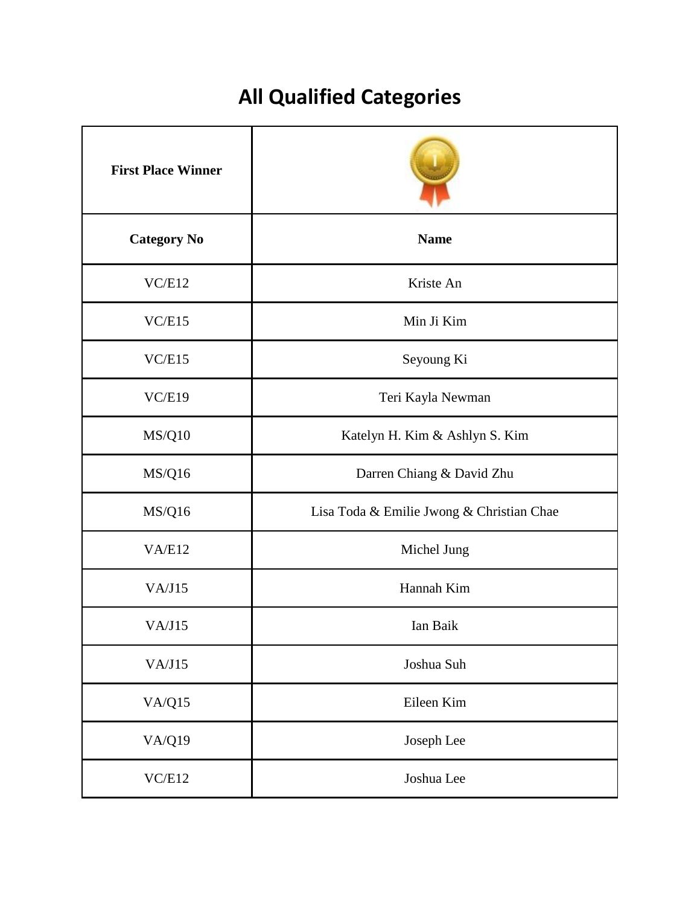# All Qualified Categories

| First Place Winner | |
|---|---|
| **Category No** | **Name** |
| VC/E12 | Kriste An |
| VC/E15 | Min Ji Kim |
| VC/E15 | Seyoung Ki |
| VC/E19 | Teri Kayla Newman |
| MS/Q10 | Katelyn H. Kim & Ashlyn S. Kim |
| MS/Q16 | Darren Chiang & David Zhu |
| MS/Q16 | Lisa Toda & Emilie Jwong & Christian Chae |
| VA/E12 | Michel Jung |
| VA/J15 | Hannah Kim |
| VA/J15 | Ian Baik |
| VA/J15 | Joshua Suh |
| VA/Q15 | Eileen Kim |
| VA/Q19 | Joseph Lee |
| VC/E12 | Joshua Lee |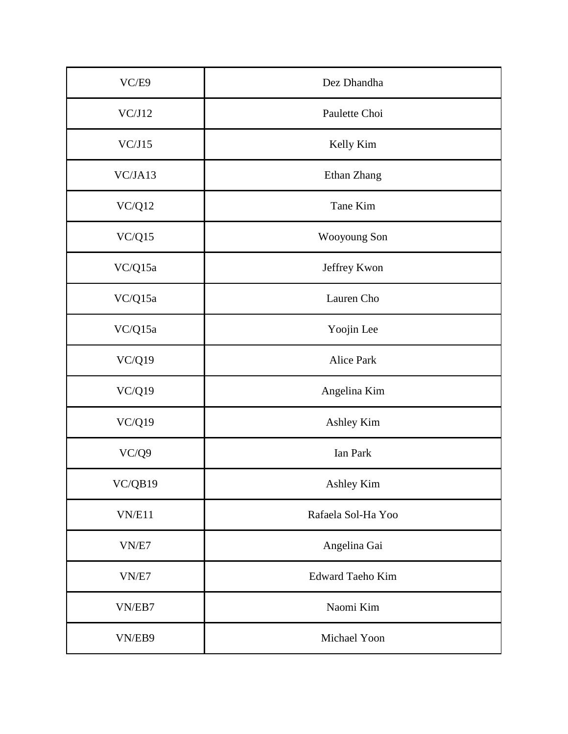| | |
|---|---|
| VC/E9 | Dez Dhandha |
| VC/J12 | Paulette Choi |
| VC/J15 | Kelly Kim |
| VC/JA13 | Ethan Zhang |
| VC/Q12 | Tane Kim |
| VC/Q15 | Wooyoung Son |
| VC/Q15a | Jeffrey Kwon |
| VC/Q15a | Lauren Cho |
| VC/Q15a | Yoojin Lee |
| VC/Q19 | Alice Park |
| VC/Q19 | Angelina Kim |
| VC/Q19 | Ashley Kim |
| VC/Q9 | Ian Park |
| VC/QB19 | Ashley Kim |
| VN/E11 | Rafaela Sol-Ha Yoo |
| VN/E7 | Angelina Gai |
| VN/E7 | Edward Taeho Kim |
| VN/EB7 | Naomi Kim |
| VN/EB9 | Michael Yoon |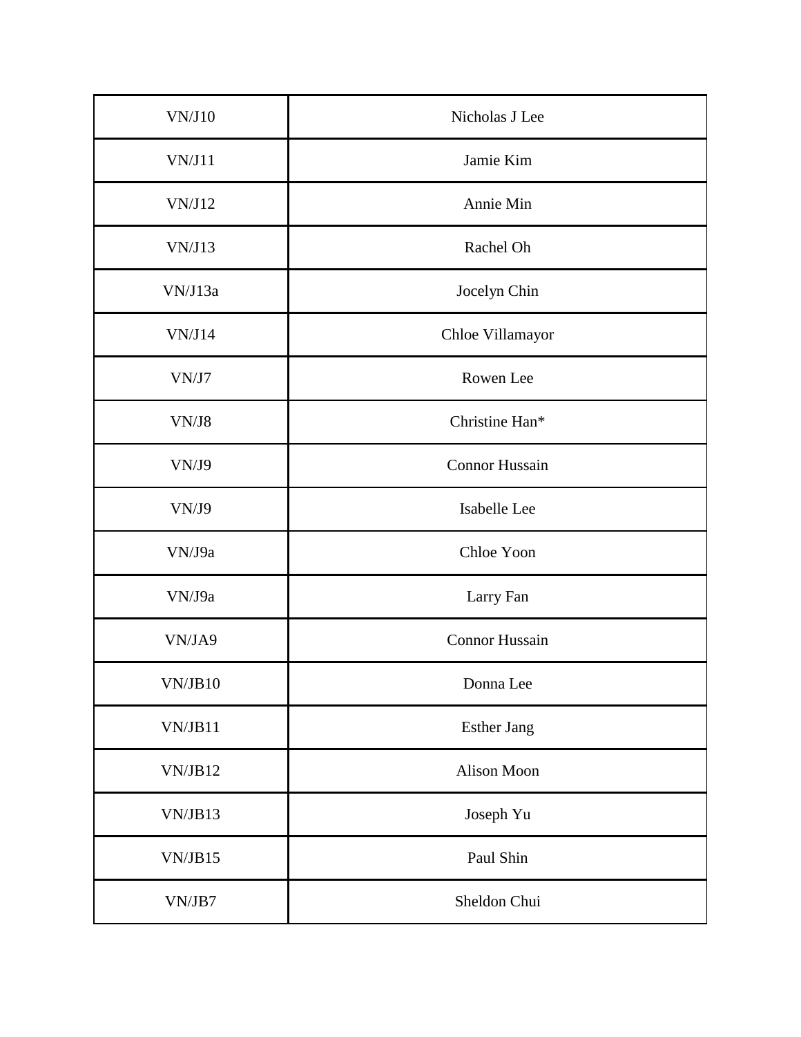| | |
|---|---|
| VN/J10 | Nicholas J Lee |
| VN/J11 | Jamie Kim |
| VN/J12 | Annie Min |
| VN/J13 | Rachel Oh |
| VN/J13a | Jocelyn Chin |
| VN/J14 | Chloe Villamayor |
| VN/J7 | Rowen Lee |
| VN/J8 | Christine Han* |
| VN/J9 | Connor Hussain |
| VN/J9 | Isabelle Lee |
| VN/J9a | Chloe Yoon |
| VN/J9a | Larry Fan |
| VN/JA9 | Connor Hussain |
| VN/JB10 | Donna Lee |
| VN/JB11 | Esther Jang |
| VN/JB12 | Alison Moon |
| VN/JB13 | Joseph Yu |
| VN/JB15 | Paul Shin |
| VN/JB7 | Sheldon Chui |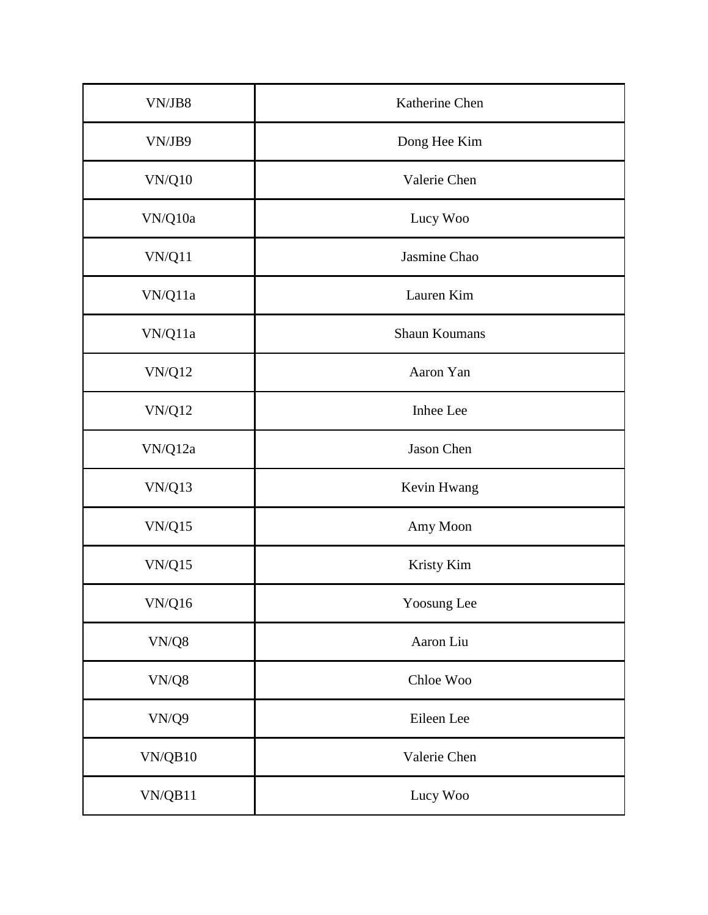| VN/JB8 | Katherine Chen |
|---|---|
| VN/JB9 | Dong Hee Kim |
| VN/Q10 | Valerie Chen |
| VN/Q10a | Lucy Woo |
| VN/Q11 | Jasmine Chao |
| VN/Q11a | Lauren Kim |
| VN/Q11a | Shaun Koumans |
| VN/Q12 | Aaron Yan |
| VN/Q12 | Inhee Lee |
| VN/Q12a | Jason Chen |
| VN/Q13 | Kevin Hwang |
| VN/Q15 | Amy Moon |
| VN/Q15 | Kristy Kim |
| VN/Q16 | Yoosung Lee |
| VN/Q8 | Aaron Liu |
| VN/Q8 | Chloe Woo |
| VN/Q9 | Eileen Lee |
| VN/QB10 | Valerie Chen |
| VN/QB11 | Lucy Woo |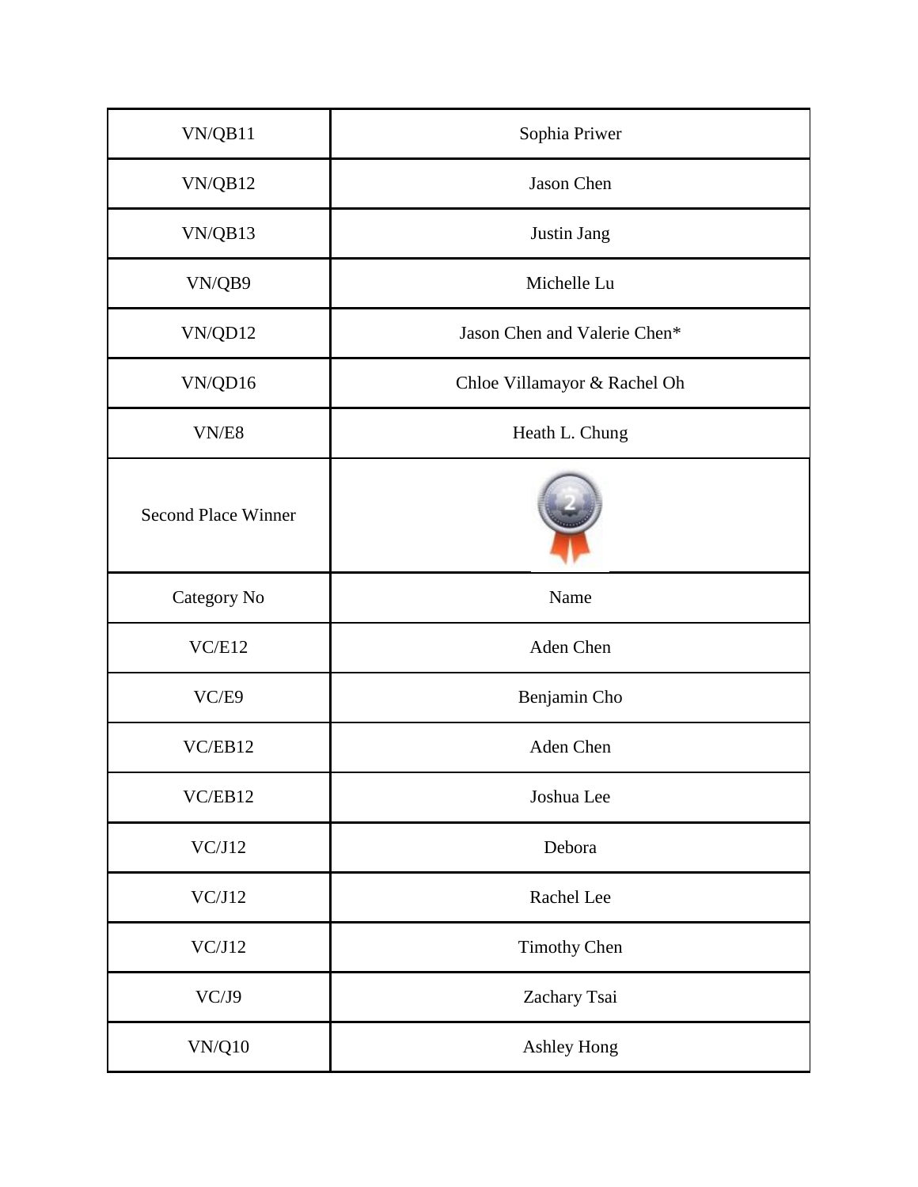| VN/QB11 | Sophia Priwer |
| --- | --- |
| VN/QB12 | Jason Chen |
| VN/QB13 | Justin Jang |
| VN/QB9 | Michelle Lu |
| VN/QD12 | Jason Chen and Valerie Chen* |
| VN/QD16 | Chloe Villamayor & Rachel Oh |
| VN/E8 | Heath L. Chung |
| Second Place Winner | |
| Category No | Name |
| VC/E12 | Aden Chen |
| VC/E9 | Benjamin Cho |
| VC/EB12 | Aden Chen |
| VC/EB12 | Joshua Lee |
| VC/J12 | Debora |
| VC/J12 | Rachel Lee |
| VC/J12 | Timothy Chen |
| VC/J9 | Zachary Tsai |
| VN/Q10 | Ashley Hong |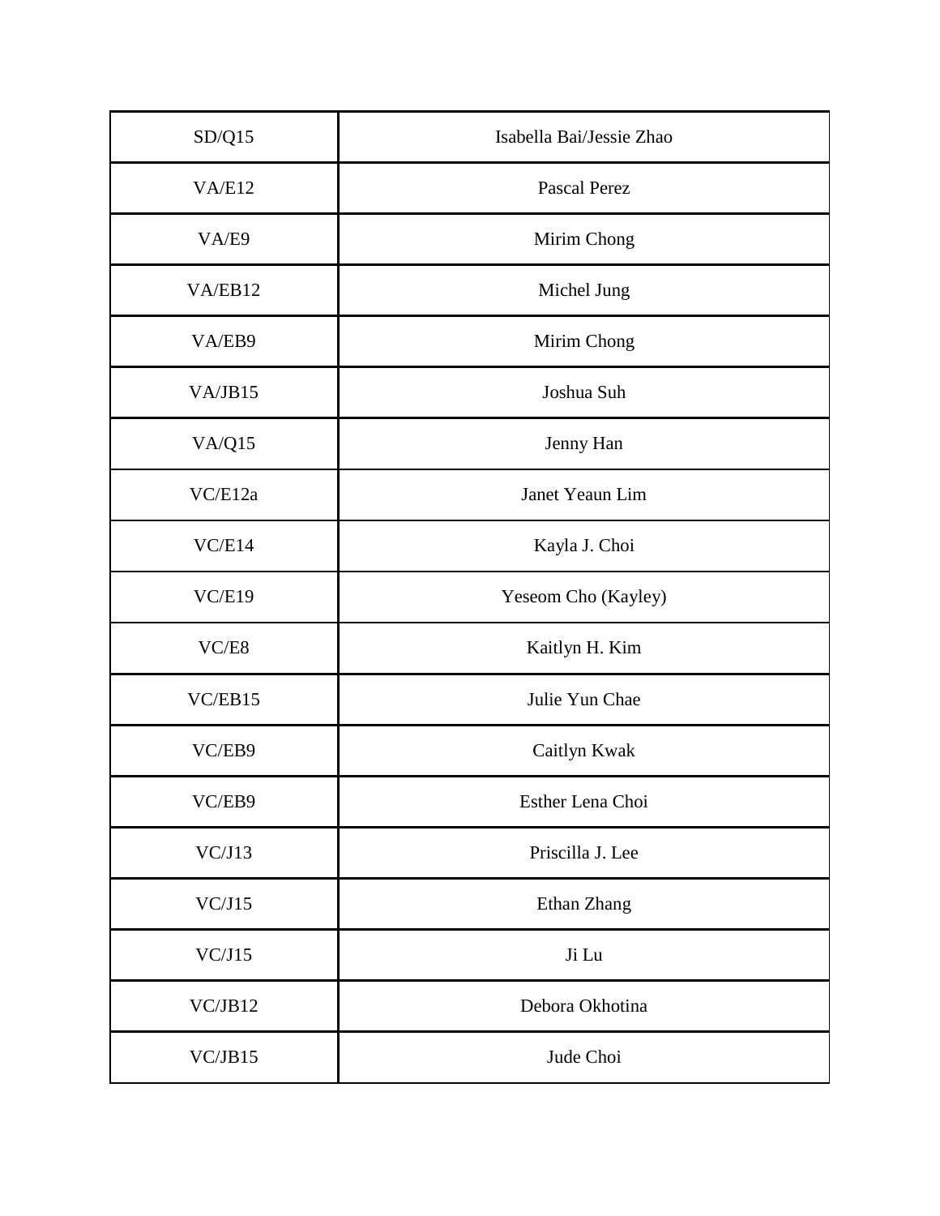| | |
|---|---|
| SD/Q15 | Isabella Bai/Jessie Zhao |
| VA/E12 | Pascal Perez |
| VA/E9 | Mirim Chong |
| VA/EB12 | Michel Jung |
| VA/EB9 | Mirim Chong |
| VA/JB15 | Joshua Suh |
| VA/Q15 | Jenny Han |
| VC/E12a | Janet Yeaun Lim |
| VC/E14 | Kayla J. Choi |
| VC/E19 | Yeseom Cho (Kayley) |
| VC/E8 | Kaitlyn H. Kim |
| VC/EB15 | Julie Yun Chae |
| VC/EB9 | Caitlyn Kwak |
| VC/EB9 | Esther Lena Choi |
| VC/J13 | Priscilla J. Lee |
| VC/J15 | Ethan Zhang |
| VC/J15 | Ji Lu |
| VC/JB12 | Debora Okhotina |
| VC/JB15 | Jude Choi |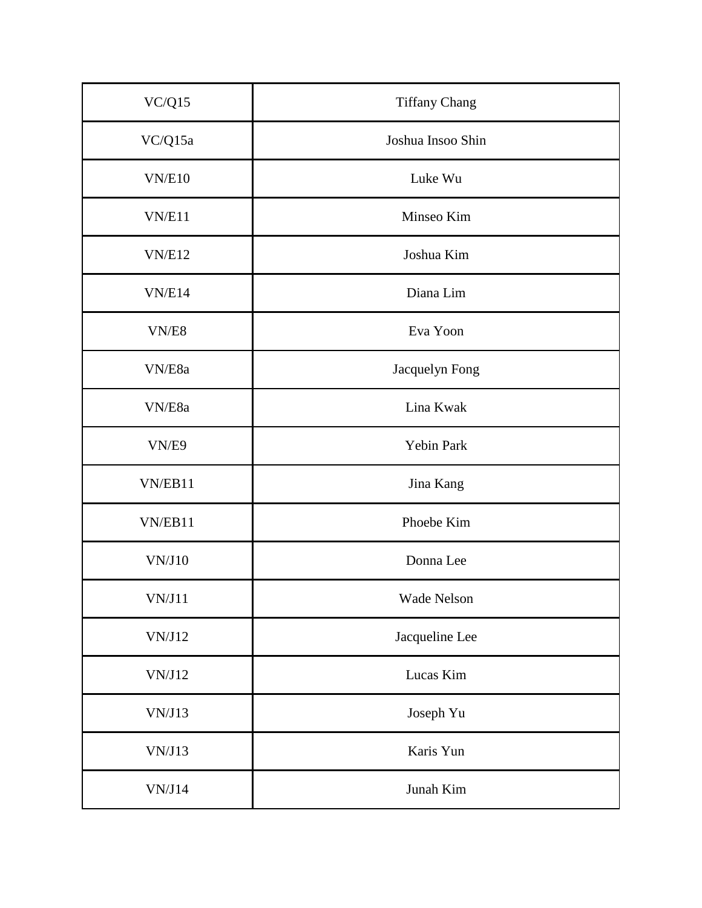| VC/Q15 | Tiffany Chang |
|---|---|
| VC/Q15a | Joshua Insoo Shin |
| VN/E10 | Luke Wu |
| VN/E11 | Minseo Kim |
| VN/E12 | Joshua Kim |
| VN/E14 | Diana Lim |
| VN/E8 | Eva Yoon |
| VN/E8a | Jacquelyn Fong |
| VN/E8a | Lina Kwak |
| VN/E9 | Yebin Park |
| VN/EB11 | Jina Kang |
| VN/EB11 | Phoebe Kim |
| VN/J10 | Donna Lee |
| VN/J11 | Wade Nelson |
| VN/J12 | Jacqueline Lee |
| VN/J12 | Lucas Kim |
| VN/J13 | Joseph Yu |
| VN/J13 | Karis Yun |
| VN/J14 | Junah Kim |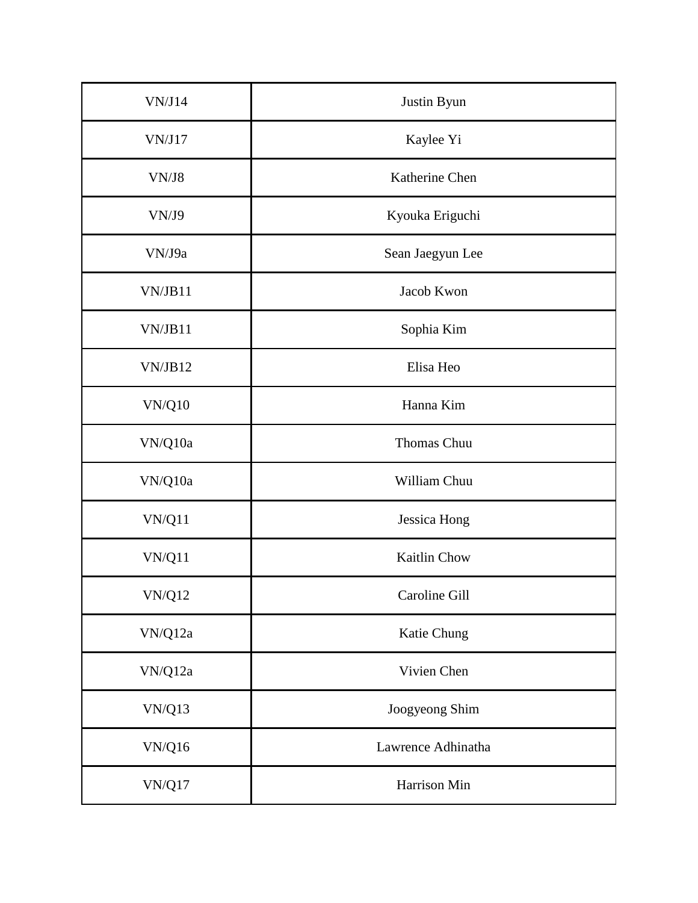| VN/J14 | Justin Byun |
| --- | --- |
| VN/J17 | Kaylee Yi |
| VN/J8 | Katherine Chen |
| VN/J9 | Kyouka Eriguchi |
| VN/J9a | Sean Jaegyun Lee |
| VN/JB11 | Jacob Kwon |
| VN/JB11 | Sophia Kim |
| VN/JB12 | Elisa Heo |
| VN/Q10 | Hanna Kim |
| VN/Q10a | Thomas Chuu |
| VN/Q10a | William Chuu |
| VN/Q11 | Jessica Hong |
| VN/Q11 | Kaitlin Chow |
| VN/Q12 | Caroline Gill |
| VN/Q12a | Katie Chung |
| VN/Q12a | Vivien Chen |
| VN/Q13 | Joogyeong Shim |
| VN/Q16 | Lawrence Adhinatha |
| VN/Q17 | Harrison Min |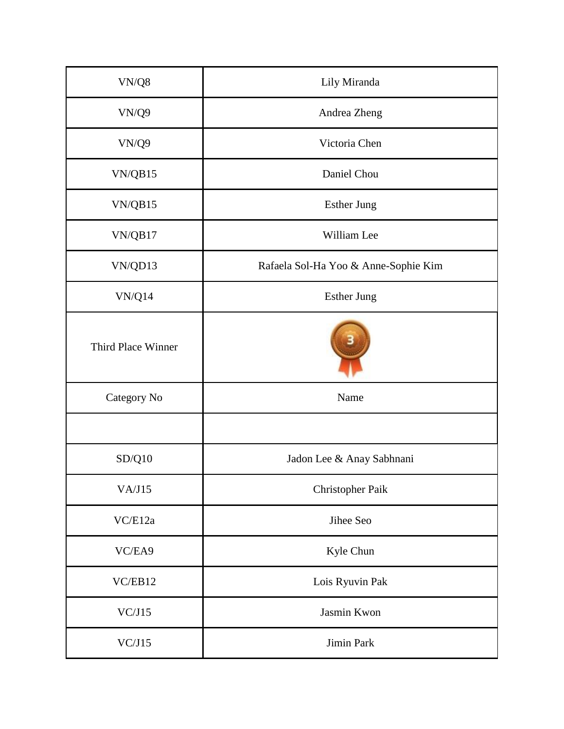| VN/Q8 | Lily Miranda |
|---|---|
| VN/Q9 | Andrea Zheng |
| VN/Q9 | Victoria Chen |
| VN/QB15 | Daniel Chou |
| VN/QB15 | Esther Jung |
| VN/QB17 | William Lee |
| VN/QD13 | Rafaela Sol-Ha Yoo & Anne-Sophie Kim |
| VN/Q14 | Esther Jung |
| Third Place Winner | |
| Category No | Name |
| | |
| SD/Q10 | Jadon Lee & Anay Sabhnani |
| VA/J15 | Christopher Paik |
| VC/E12a | Jihee Seo |
| VC/EA9 | Kyle Chun |
| VC/EB12 | Lois Ryuvin Pak |
| VC/J15 | Jasmin Kwon |
| VC/J15 | Jimin Park |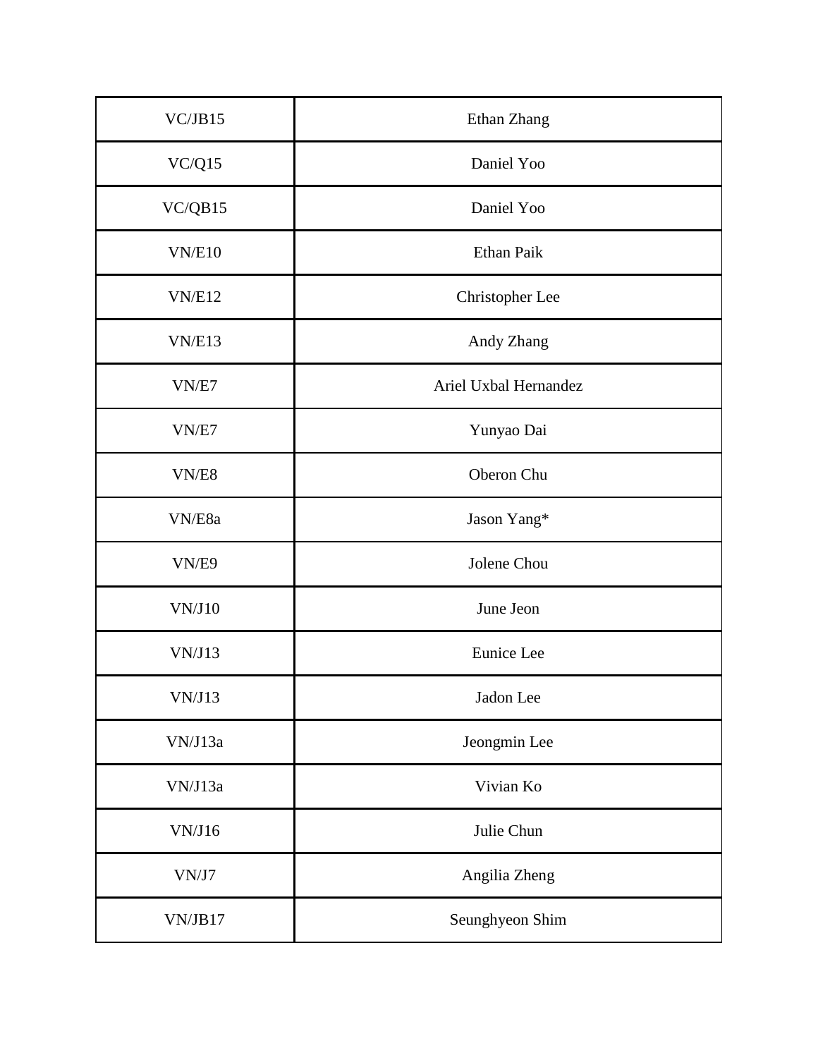| VC/JB15 | Ethan Zhang |
| --- | --- |
| VC/Q15 | Daniel Yoo |
| VC/QB15 | Daniel Yoo |
| VN/E10 | Ethan Paik |
| VN/E12 | Christopher Lee |
| VN/E13 | Andy Zhang |
| VN/E7 | Ariel Uxbal Hernandez |
| VN/E7 | Yunyao Dai |
| VN/E8 | Oberon Chu |
| VN/E8a | Jason Yang* |
| VN/E9 | Jolene Chou |
| VN/J10 | June Jeon |
| VN/J13 | Eunice Lee |
| VN/J13 | Jadon Lee |
| VN/J13a | Jeongmin Lee |
| VN/J13a | Vivian Ko |
| VN/J16 | Julie Chun |
| VN/J7 | Angilia Zheng |
| VN/JB17 | Seunghyeon Shim |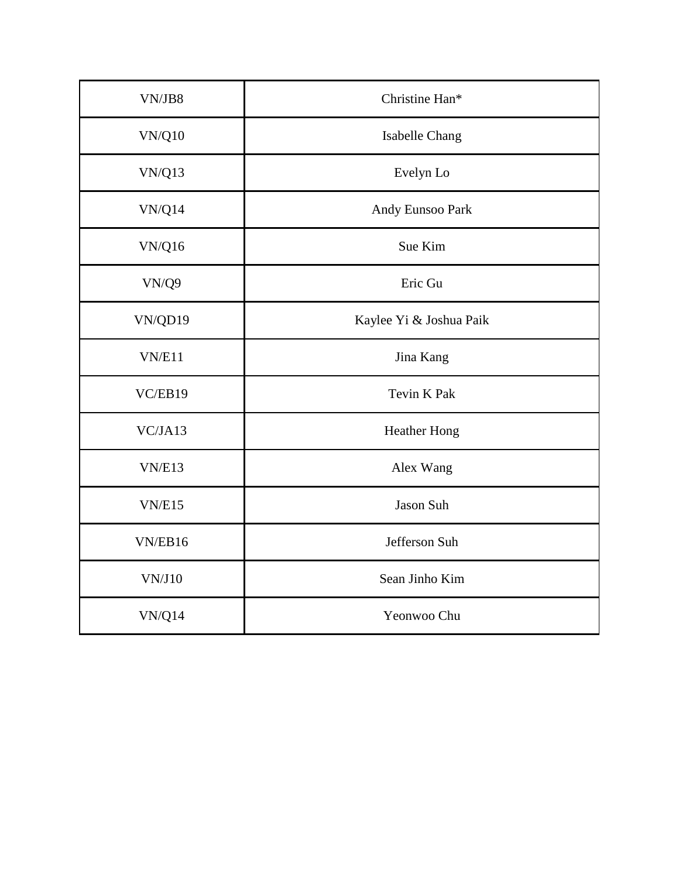| | |
|---|---|
| VN/JB8 | Christine Han* |
| VN/Q10 | Isabelle Chang |
| VN/Q13 | Evelyn Lo |
| VN/Q14 | Andy Eunsoo Park |
| VN/Q16 | Sue Kim |
| VN/Q9 | Eric Gu |
| VN/QD19 | Kaylee Yi & Joshua Paik |
| VN/E11 | Jina Kang |
| VC/EB19 | Tevin K Pak |
| VC/JA13 | Heather Hong |
| VN/E13 | Alex Wang |
| VN/E15 | Jason Suh |
| VN/EB16 | Jefferson Suh |
| VN/J10 | Sean Jinho Kim |
| VN/Q14 | Yeonwoo Chu |